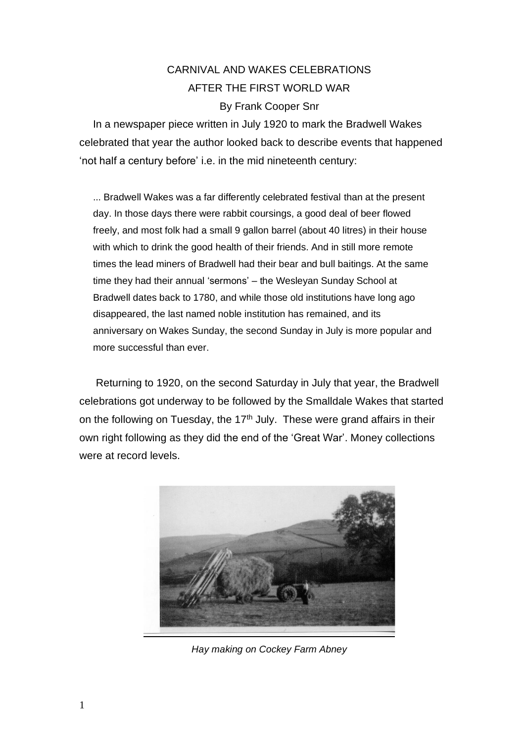# CARNIVAL AND WAKES CELEBRATIONS AFTER THE FIRST WORLD WAR

By Frank Cooper Snr

In a newspaper piece written in July 1920 to mark the Bradwell Wakes celebrated that year the author looked back to describe events that happened 'not half a century before' i.e. in the mid nineteenth century:

> ... Bradwell Wakes was a far differently celebrated festival than at the present day. In those days there were rabbit coursings, a good deal of beer flowed freely, and most folk had a small 9 gallon barrel (about 40 litres) in their house with which to drink the good health of their friends. And in still more remote times the lead miners of Bradwell had their bear and bull baitings. At the same time they had their annual 'sermons' – the Wesleyan Sunday School at Bradwell dates back to 1780, and while those old institutions have long ago disappeared, the last named noble institution has remained, and its anniversary on Wakes Sunday, the second Sunday in July is more popular and more successful than ever.

Returning to 1920, on the second Saturday in July that year, the Bradwell celebrations got underway to be followed by the Smalldale Wakes that started on the following on Tuesday, the 17th July. These were grand affairs in their own right following as they did the end of the 'Great War'. Money collections were at record levels.

*Hay making on Cockey Farm Abney*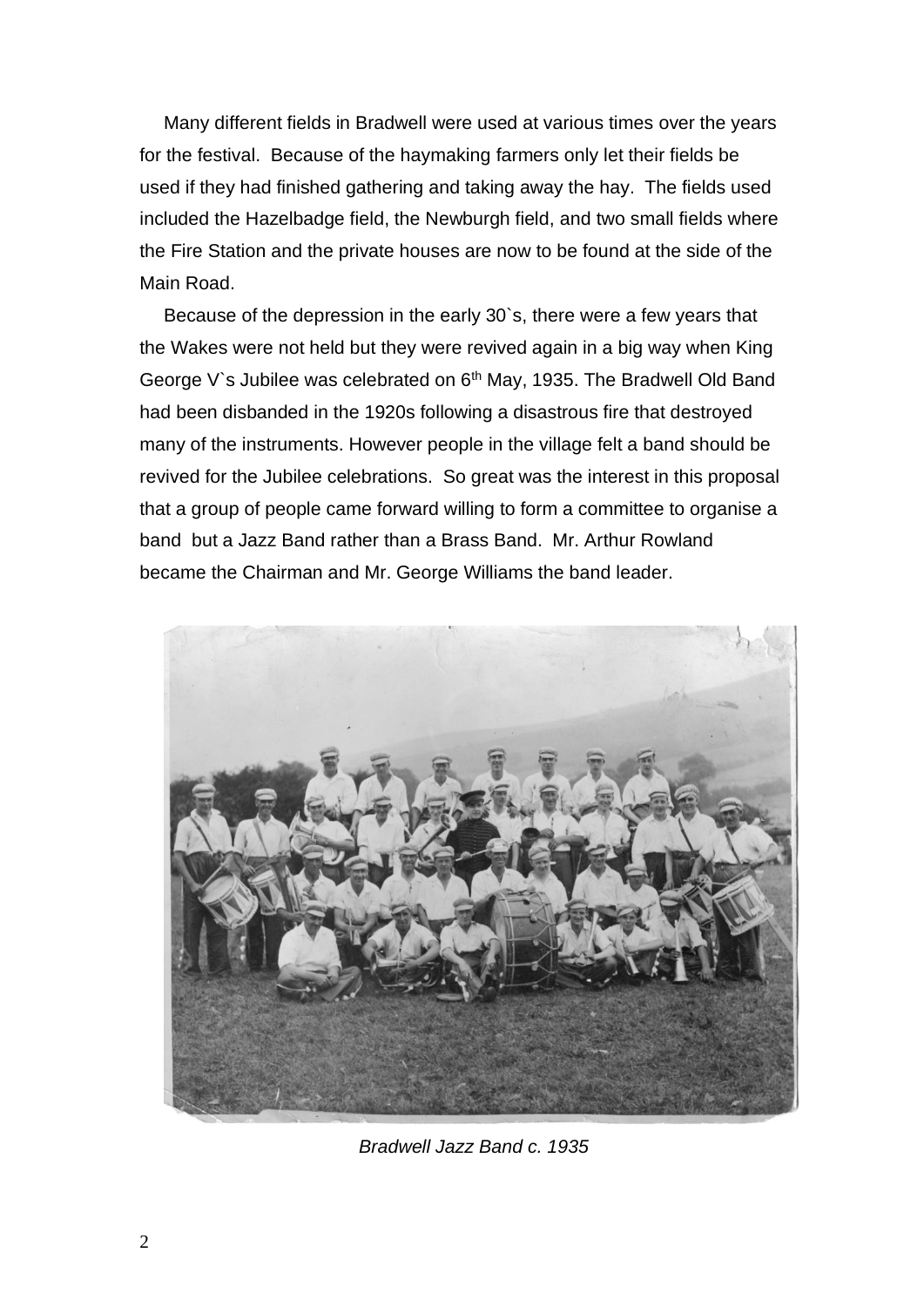Many different fields in Bradwell were used at various times over the years for the festival. Because of the haymaking farmers only let their fields be used if they had finished gathering and taking away the hay. The fields used included the Hazelbadge field, the Newburgh field, and two small fields where the Fire Station and the private houses are now to be found at the side of the Main Road.

Because of the depression in the early 30`s, there were a few years that the Wakes were not held but they were revived again in a big way when King George V`s Jubilee was celebrated on 6th May, 1935. The Bradwell Old Band had been disbanded in the 1920s following a disastrous fire that destroyed many of the instruments. However people in the village felt a band should be revived for the Jubilee celebrations. So great was the interest in this proposal that a group of people came forward willing to form a committee to organise a band but a Jazz Band rather than a Brass Band. Mr. Arthur Rowland became the Chairman and Mr. George Williams the band leader.

*Bradwell Jazz Band c. 1935*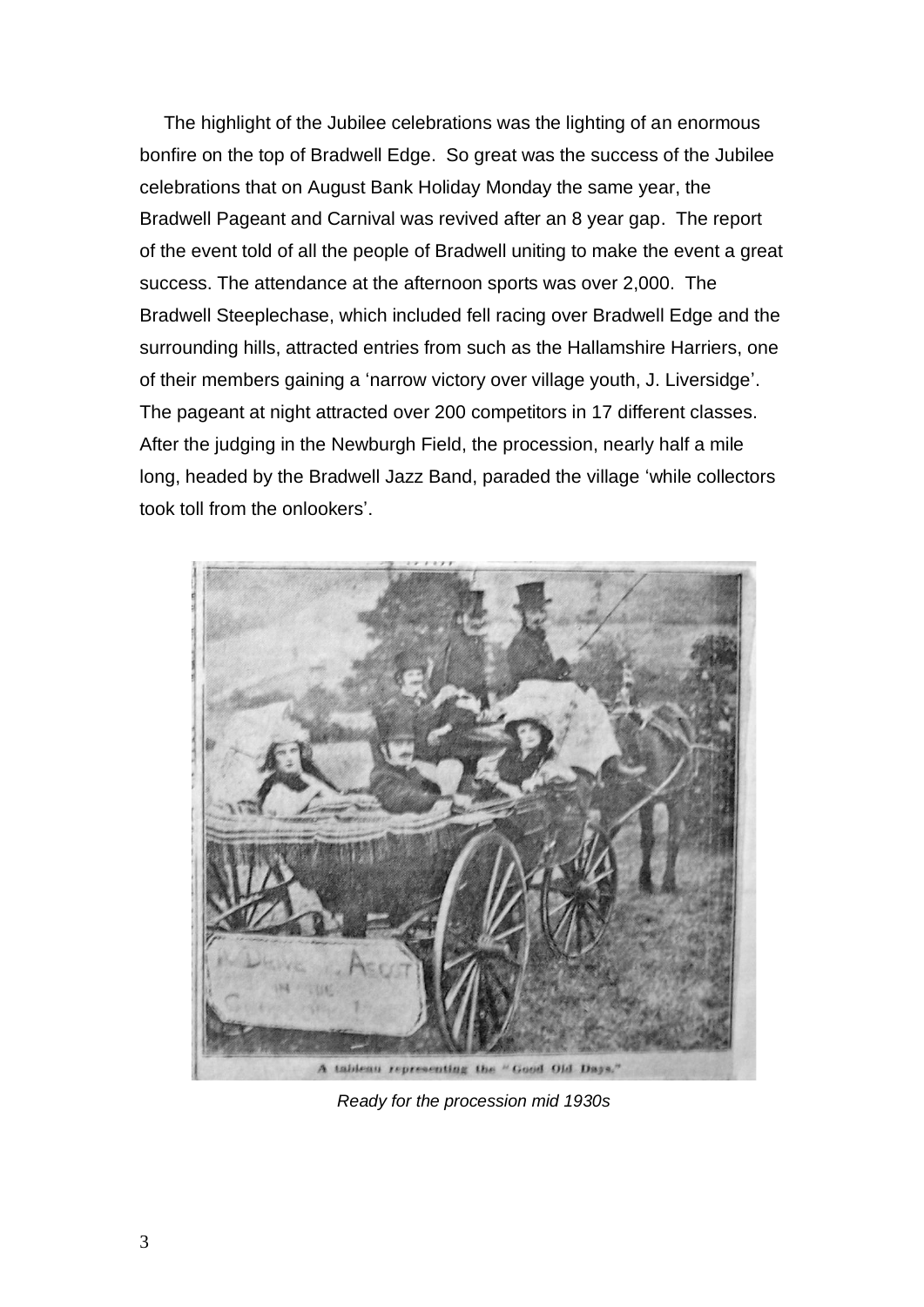The highlight of the Jubilee celebrations was the lighting of an enormous bonfire on the top of Bradwell Edge. So great was the success of the Jubilee celebrations that on August Bank Holiday Monday the same year, the Bradwell Pageant and Carnival was revived after an 8 year gap. The report of the event told of all the people of Bradwell uniting to make the event a great success. The attendance at the afternoon sports was over 2,000. The Bradwell Steeplechase, which included fell racing over Bradwell Edge and the surrounding hills, attracted entries from such as the Hallamshire Harriers, one of their members gaining a 'narrow victory over village youth, J. Liversidge'. The pageant at night attracted over 200 competitors in 17 different classes. After the judging in the Newburgh Field, the procession, nearly half a mile long, headed by the Bradwell Jazz Band, paraded the village 'while collectors took toll from the onlookers'.

A tableau representing the "Good Old Days."

*Ready for the procession mid 1930s*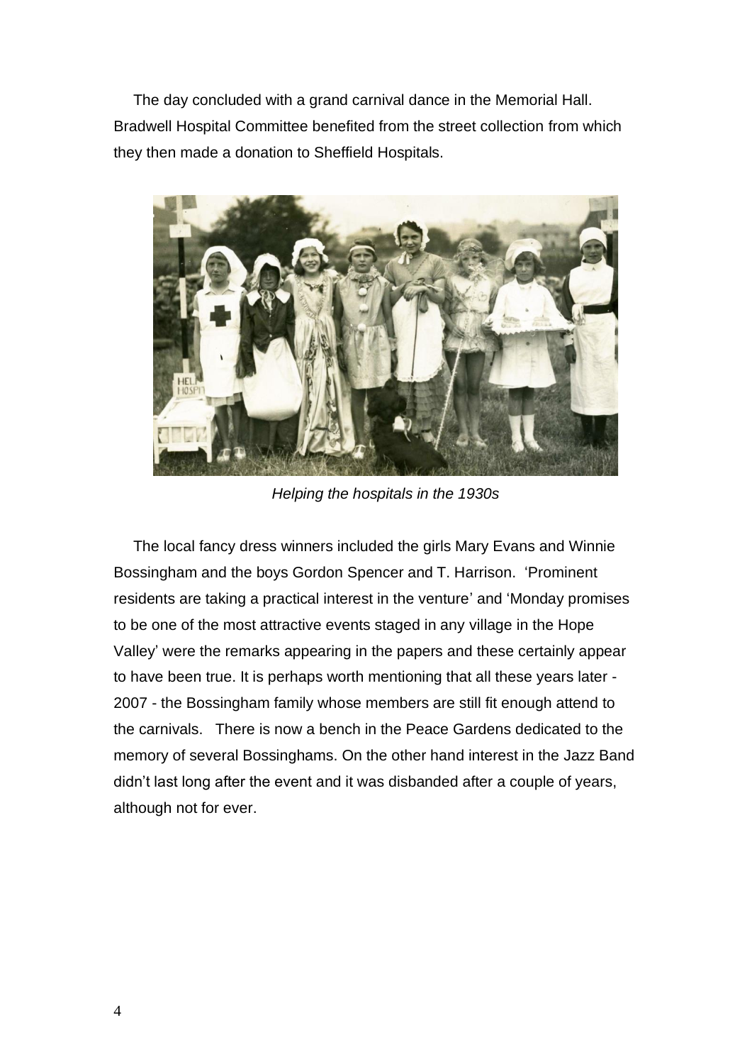The day concluded with a grand carnival dance in the Memorial Hall. Bradwell Hospital Committee benefited from the street collection from which they then made a donation to Sheffield Hospitals.

*Helping the hospitals in the 1930s*

The local fancy dress winners included the girls Mary Evans and Winnie Bossingham and the boys Gordon Spencer and T. Harrison. 'Prominent residents are taking a practical interest in the venture' and 'Monday promises to be one of the most attractive events staged in any village in the Hope Valley' were the remarks appearing in the papers and these certainly appear to have been true. It is perhaps worth mentioning that all these years later - 2007 - the Bossingham family whose members are still fit enough attend to the carnivals. There is now a bench in the Peace Gardens dedicated to the memory of several Bossinghams. On the other hand interest in the Jazz Band didn't last long after the event and it was disbanded after a couple of years, although not for ever.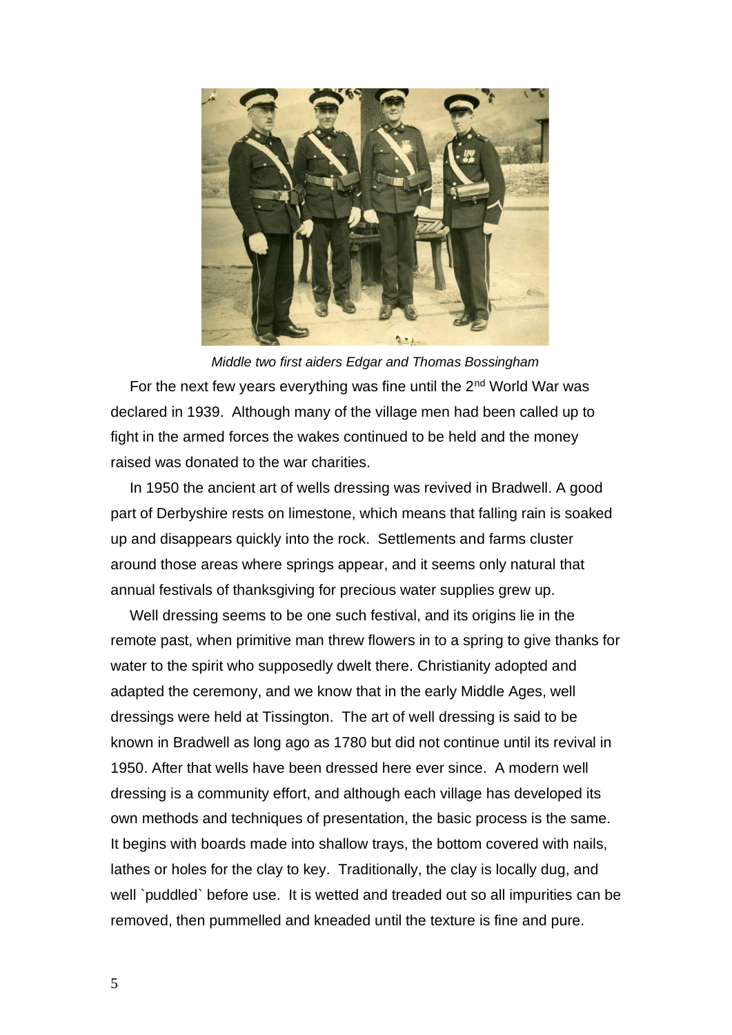*Middle two first aiders Edgar and Thomas Bossingham*

For the next few years everything was fine until the 2nd World War was declared in 1939. Although many of the village men had been called up to fight in the armed forces the wakes continued to be held and the money raised was donated to the war charities.

In 1950 the ancient art of wells dressing was revived in Bradwell. A good part of Derbyshire rests on limestone, which means that falling rain is soaked up and disappears quickly into the rock. Settlements and farms cluster around those areas where springs appear, and it seems only natural that annual festivals of thanksgiving for precious water supplies grew up.

Well dressing seems to be one such festival, and its origins lie in the remote past, when primitive man threw flowers in to a spring to give thanks for water to the spirit who supposedly dwelt there. Christianity adopted and adapted the ceremony, and we know that in the early Middle Ages, well dressings were held at Tissington. The art of well dressing is said to be known in Bradwell as long ago as 1780 but did not continue until its revival in 1950. After that wells have been dressed here ever since. A modern well dressing is a community effort, and although each village has developed its own methods and techniques of presentation, the basic process is the same. It begins with boards made into shallow trays, the bottom covered with nails, lathes or holes for the clay to key. Traditionally, the clay is locally dug, and well `puddled` before use. It is wetted and treaded out so all impurities can be removed, then pummelled and kneaded until the texture is fine and pure.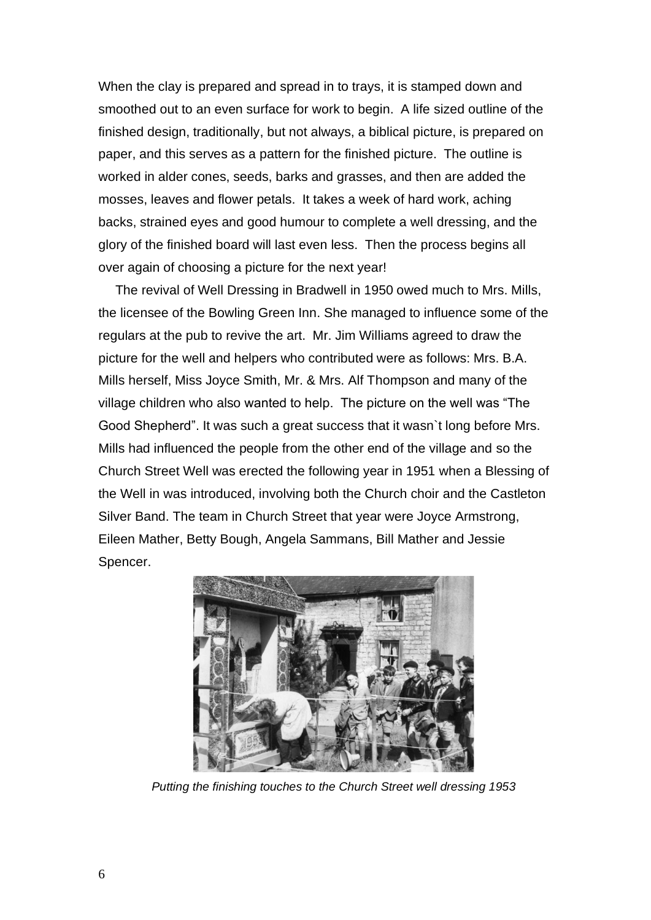When the clay is prepared and spread in to trays, it is stamped down and smoothed out to an even surface for work to begin. A life sized outline of the finished design, traditionally, but not always, a biblical picture, is prepared on paper, and this serves as a pattern for the finished picture. The outline is worked in alder cones, seeds, barks and grasses, and then are added the mosses, leaves and flower petals. It takes a week of hard work, aching backs, strained eyes and good humour to complete a well dressing, and the glory of the finished board will last even less. Then the process begins all over again of choosing a picture for the next year!

The revival of Well Dressing in Bradwell in 1950 owed much to Mrs. Mills, the licensee of the Bowling Green Inn. She managed to influence some of the regulars at the pub to revive the art. Mr. Jim Williams agreed to draw the picture for the well and helpers who contributed were as follows: Mrs. B.A. Mills herself, Miss Joyce Smith, Mr. & Mrs. Alf Thompson and many of the village children who also wanted to help. The picture on the well was "The Good Shepherd". It was such a great success that it wasn`t long before Mrs. Mills had influenced the people from the other end of the village and so the Church Street Well was erected the following year in 1951 when a Blessing of the Well in was introduced, involving both the Church choir and the Castleton Silver Band. The team in Church Street that year were Joyce Armstrong, Eileen Mather, Betty Bough, Angela Sammans, Bill Mather and Jessie Spencer.

*Putting the finishing touches to the Church Street well dressing 1953*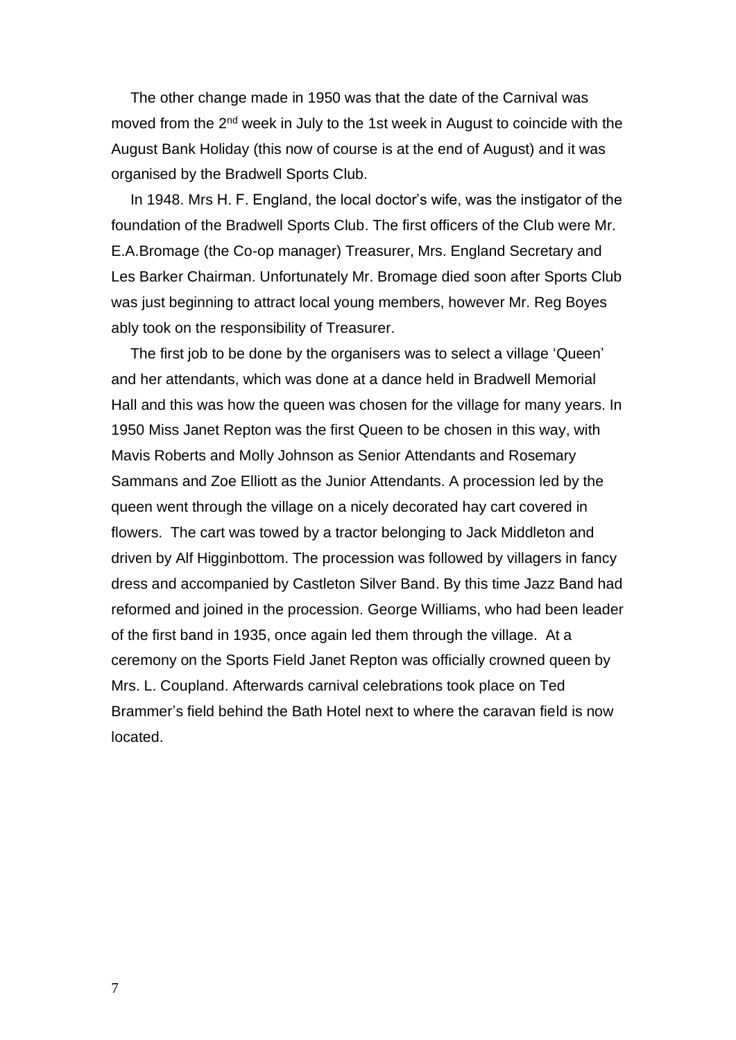The other change made in 1950 was that the date of the Carnival was moved from the 2nd week in July to the 1st week in August to coincide with the August Bank Holiday (this now of course is at the end of August) and it was organised by the Bradwell Sports Club.

In 1948. Mrs H. F. England, the local doctor's wife, was the instigator of the foundation of the Bradwell Sports Club. The first officers of the Club were Mr. E.A.Bromage (the Co-op manager) Treasurer, Mrs. England Secretary and Les Barker Chairman. Unfortunately Mr. Bromage died soon after Sports Club was just beginning to attract local young members, however Mr. Reg Boyes ably took on the responsibility of Treasurer.

The first job to be done by the organisers was to select a village 'Queen' and her attendants, which was done at a dance held in Bradwell Memorial Hall and this was how the queen was chosen for the village for many years. In 1950 Miss Janet Repton was the first Queen to be chosen in this way, with Mavis Roberts and Molly Johnson as Senior Attendants and Rosemary Sammans and Zoe Elliott as the Junior Attendants. A procession led by the queen went through the village on a nicely decorated hay cart covered in flowers. The cart was towed by a tractor belonging to Jack Middleton and driven by Alf Higginbottom. The procession was followed by villagers in fancy dress and accompanied by Castleton Silver Band. By this time Jazz Band had reformed and joined in the procession. George Williams, who had been leader of the first band in 1935, once again led them through the village. At a ceremony on the Sports Field Janet Repton was officially crowned queen by Mrs. L. Coupland. Afterwards carnival celebrations took place on Ted Brammer's field behind the Bath Hotel next to where the caravan field is now located.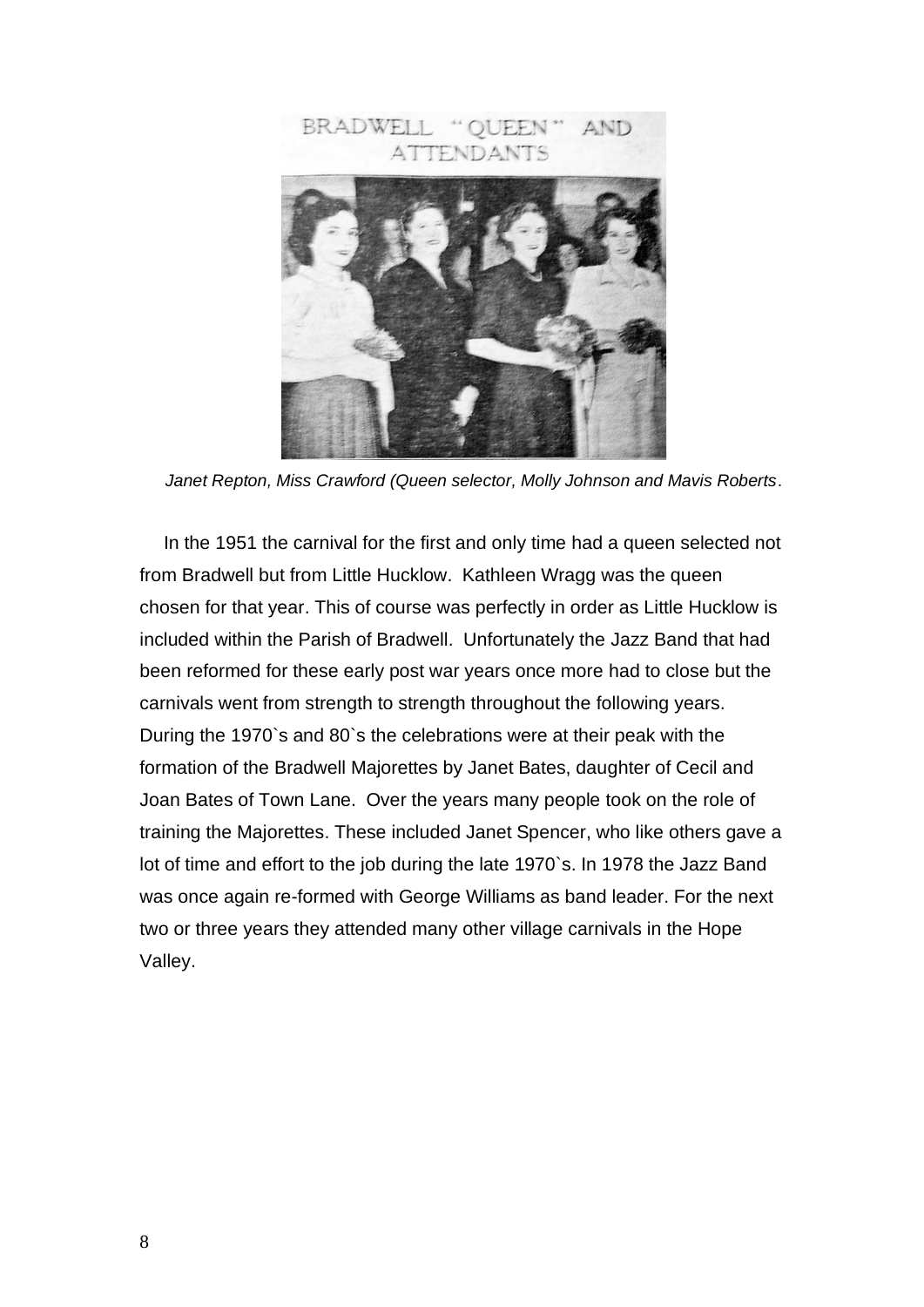BRADWELL "QUEEN" AND ATTENDANTS

*Janet Repton, Miss Crawford (Queen selector, Molly Johnson and Mavis Roberts*.

In the 1951 the carnival for the first and only time had a queen selected not from Bradwell but from Little Hucklow. Kathleen Wragg was the queen chosen for that year. This of course was perfectly in order as Little Hucklow is included within the Parish of Bradwell. Unfortunately the Jazz Band that had been reformed for these early post war years once more had to close but the carnivals went from strength to strength throughout the following years. During the 1970`s and 80`s the celebrations were at their peak with the formation of the Bradwell Majorettes by Janet Bates, daughter of Cecil and Joan Bates of Town Lane. Over the years many people took on the role of training the Majorettes. These included Janet Spencer, who like others gave a lot of time and effort to the job during the late 1970`s. In 1978 the Jazz Band was once again re-formed with George Williams as band leader. For the next two or three years they attended many other village carnivals in the Hope Valley.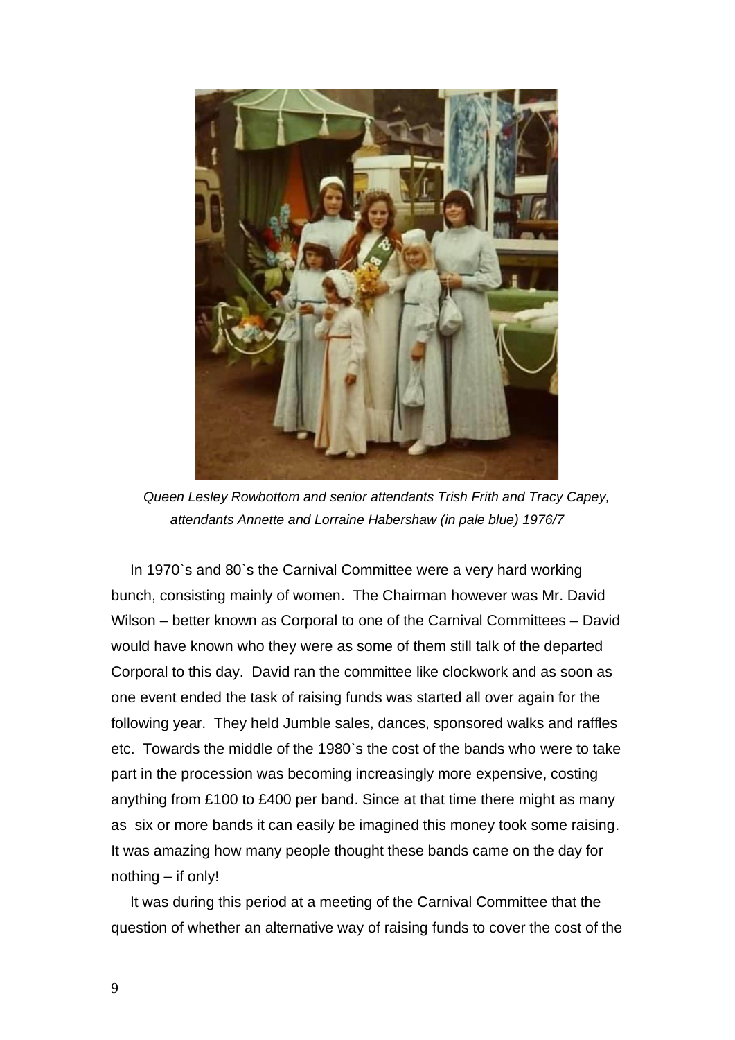*Queen Lesley Rowbottom and senior attendants Trish Frith and Tracy Capey, attendants Annette and Lorraine Habershaw (in pale blue) 1976/7*

In 1970`s and 80`s the Carnival Committee were a very hard working bunch, consisting mainly of women. The Chairman however was Mr. David Wilson – better known as Corporal to one of the Carnival Committees – David would have known who they were as some of them still talk of the departed Corporal to this day. David ran the committee like clockwork and as soon as one event ended the task of raising funds was started all over again for the following year. They held Jumble sales, dances, sponsored walks and raffles etc. Towards the middle of the 1980`s the cost of the bands who were to take part in the procession was becoming increasingly more expensive, costing anything from £100 to £400 per band. Since at that time there might as many as six or more bands it can easily be imagined this money took some raising. It was amazing how many people thought these bands came on the day for nothing – if only!

It was during this period at a meeting of the Carnival Committee that the question of whether an alternative way of raising funds to cover the cost of the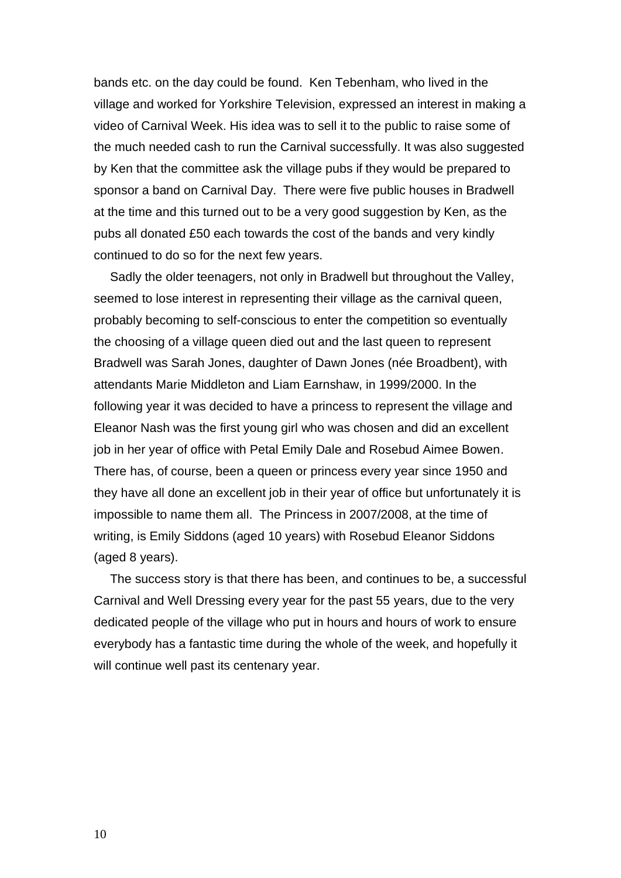bands etc. on the day could be found. Ken Tebenham, who lived in the village and worked for Yorkshire Television, expressed an interest in making a video of Carnival Week. His idea was to sell it to the public to raise some of the much needed cash to run the Carnival successfully. It was also suggested by Ken that the committee ask the village pubs if they would be prepared to sponsor a band on Carnival Day. There were five public houses in Bradwell at the time and this turned out to be a very good suggestion by Ken, as the pubs all donated £50 each towards the cost of the bands and very kindly continued to do so for the next few years.

Sadly the older teenagers, not only in Bradwell but throughout the Valley, seemed to lose interest in representing their village as the carnival queen, probably becoming to self-conscious to enter the competition so eventually the choosing of a village queen died out and the last queen to represent Bradwell was Sarah Jones, daughter of Dawn Jones (née Broadbent), with attendants Marie Middleton and Liam Earnshaw, in 1999/2000. In the following year it was decided to have a princess to represent the village and Eleanor Nash was the first young girl who was chosen and did an excellent job in her year of office with Petal Emily Dale and Rosebud Aimee Bowen. There has, of course, been a queen or princess every year since 1950 and they have all done an excellent job in their year of office but unfortunately it is impossible to name them all. The Princess in 2007/2008, at the time of writing, is Emily Siddons (aged 10 years) with Rosebud Eleanor Siddons (aged 8 years).

The success story is that there has been, and continues to be, a successful Carnival and Well Dressing every year for the past 55 years, due to the very dedicated people of the village who put in hours and hours of work to ensure everybody has a fantastic time during the whole of the week, and hopefully it will continue well past its centenary year.